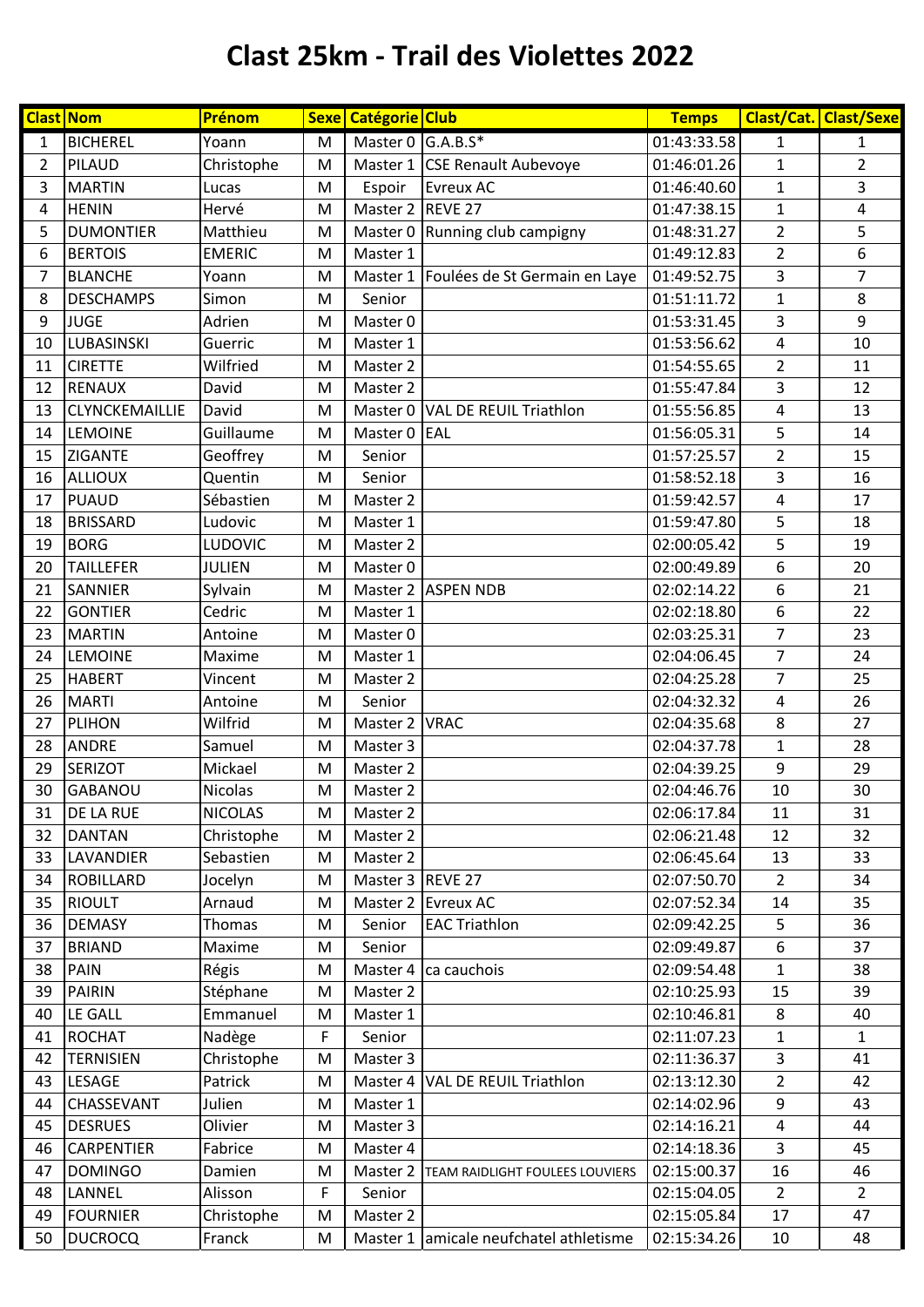# Clast 25km - Trail des Violettes 2022

| Clast | Nom | Prénom | Sexe | Catégorie | Club | Temps | Clast/Cat. | Clast/Sexe |
|---|---|---|---|---|---|---|---|---|
| 1 | BICHEREL | Yoann | M | Master 0 | G.A.B.S* | 01:43:33.58 | 1 | 1 |
| 2 | PILAUD | Christophe | M | Master 1 | CSE Renault Aubevoye | 01:46:01.26 | 1 | 2 |
| 3 | MARTIN | Lucas | M | Espoir | Evreux AC | 01:46:40.60 | 1 | 3 |
| 4 | HENIN | Hervé | M | Master 2 | REVE 27 | 01:47:38.15 | 1 | 4 |
| 5 | DUMONTIER | Matthieu | M | Master 0 | Running club campigny | 01:48:31.27 | 2 | 5 |
| 6 | BERTOIS | EMERIC | M | Master 1 | | 01:49:12.83 | 2 | 6 |
| 7 | BLANCHE | Yoann | M | Master 1 | Foulées de St Germain en Laye | 01:49:52.75 | 3 | 7 |
| 8 | DESCHAMPS | Simon | M | Senior | | 01:51:11.72 | 1 | 8 |
| 9 | JUGE | Adrien | M | Master 0 | | 01:53:31.45 | 3 | 9 |
| 10 | LUBASINSKI | Guerric | M | Master 1 | | 01:53:56.62 | 4 | 10 |
| 11 | CIRETTE | Wilfried | M | Master 2 | | 01:54:55.65 | 2 | 11 |
| 12 | RENAUX | David | M | Master 2 | | 01:55:47.84 | 3 | 12 |
| 13 | CLYNCKEMAILLIE | David | M | Master 0 | VAL DE REUIL Triathlon | 01:55:56.85 | 4 | 13 |
| 14 | LEMOINE | Guillaume | M | Master 0 | EAL | 01:56:05.31 | 5 | 14 |
| 15 | ZIGANTE | Geoffrey | M | Senior | | 01:57:25.57 | 2 | 15 |
| 16 | ALLIOUX | Quentin | M | Senior | | 01:58:52.18 | 3 | 16 |
| 17 | PUAUD | Sébastien | M | Master 2 | | 01:59:42.57 | 4 | 17 |
| 18 | BRISSARD | Ludovic | M | Master 1 | | 01:59:47.80 | 5 | 18 |
| 19 | BORG | LUDOVIC | M | Master 2 | | 02:00:05.42 | 5 | 19 |
| 20 | TAILLEFER | JULIEN | M | Master 0 | | 02:00:49.89 | 6 | 20 |
| 21 | SANNIER | Sylvain | M | Master 2 | ASPEN NDB | 02:02:14.22 | 6 | 21 |
| 22 | GONTIER | Cedric | M | Master 1 | | 02:02:18.80 | 6 | 22 |
| 23 | MARTIN | Antoine | M | Master 0 | | 02:03:25.31 | 7 | 23 |
| 24 | LEMOINE | Maxime | M | Master 1 | | 02:04:06.45 | 7 | 24 |
| 25 | HABERT | Vincent | M | Master 2 | | 02:04:25.28 | 7 | 25 |
| 26 | MARTI | Antoine | M | Senior | | 02:04:32.32 | 4 | 26 |
| 27 | PLIHON | Wilfrid | M | Master 2 | VRAC | 02:04:35.68 | 8 | 27 |
| 28 | ANDRE | Samuel | M | Master 3 | | 02:04:37.78 | 1 | 28 |
| 29 | SERIZOT | Mickael | M | Master 2 | | 02:04:39.25 | 9 | 29 |
| 30 | GABANOU | Nicolas | M | Master 2 | | 02:04:46.76 | 10 | 30 |
| 31 | DE LA RUE | NICOLAS | M | Master 2 | | 02:06:17.84 | 11 | 31 |
| 32 | DANTAN | Christophe | M | Master 2 | | 02:06:21.48 | 12 | 32 |
| 33 | LAVANDIER | Sebastien | M | Master 2 | | 02:06:45.64 | 13 | 33 |
| 34 | ROBILLARD | Jocelyn | M | Master 3 | REVE 27 | 02:07:50.70 | 2 | 34 |
| 35 | RIOULT | Arnaud | M | Master 2 | Evreux AC | 02:07:52.34 | 14 | 35 |
| 36 | DEMASY | Thomas | M | Senior | EAC Triathlon | 02:09:42.25 | 5 | 36 |
| 37 | BRIAND | Maxime | M | Senior | | 02:09:49.87 | 6 | 37 |
| 38 | PAIN | Régis | M | Master 4 | ca cauchois | 02:09:54.48 | 1 | 38 |
| 39 | PAIRIN | Stéphane | M | Master 2 | | 02:10:25.93 | 15 | 39 |
| 40 | LE GALL | Emmanuel | M | Master 1 | | 02:10:46.81 | 8 | 40 |
| 41 | ROCHAT | Nadège | F | Senior | | 02:11:07.23 | 1 | 1 |
| 42 | TERNISIEN | Christophe | M | Master 3 | | 02:11:36.37 | 3 | 41 |
| 43 | LESAGE | Patrick | M | Master 4 | VAL DE REUIL Triathlon | 02:13:12.30 | 2 | 42 |
| 44 | CHASSEVANT | Julien | M | Master 1 | | 02:14:02.96 | 9 | 43 |
| 45 | DESRUES | Olivier | M | Master 3 | | 02:14:16.21 | 4 | 44 |
| 46 | CARPENTIER | Fabrice | M | Master 4 | | 02:14:18.36 | 3 | 45 |
| 47 | DOMINGO | Damien | M | Master 2 | TEAM RAIDLIGHT FOULEES LOUVIERS | 02:15:00.37 | 16 | 46 |
| 48 | LANNEL | Alisson | F | Senior | | 02:15:04.05 | 2 | 2 |
| 49 | FOURNIER | Christophe | M | Master 2 | | 02:15:05.84 | 17 | 47 |
| 50 | DUCROCQ | Franck | M | Master 1 | amicale neufchatel athletisme | 02:15:34.26 | 10 | 48 |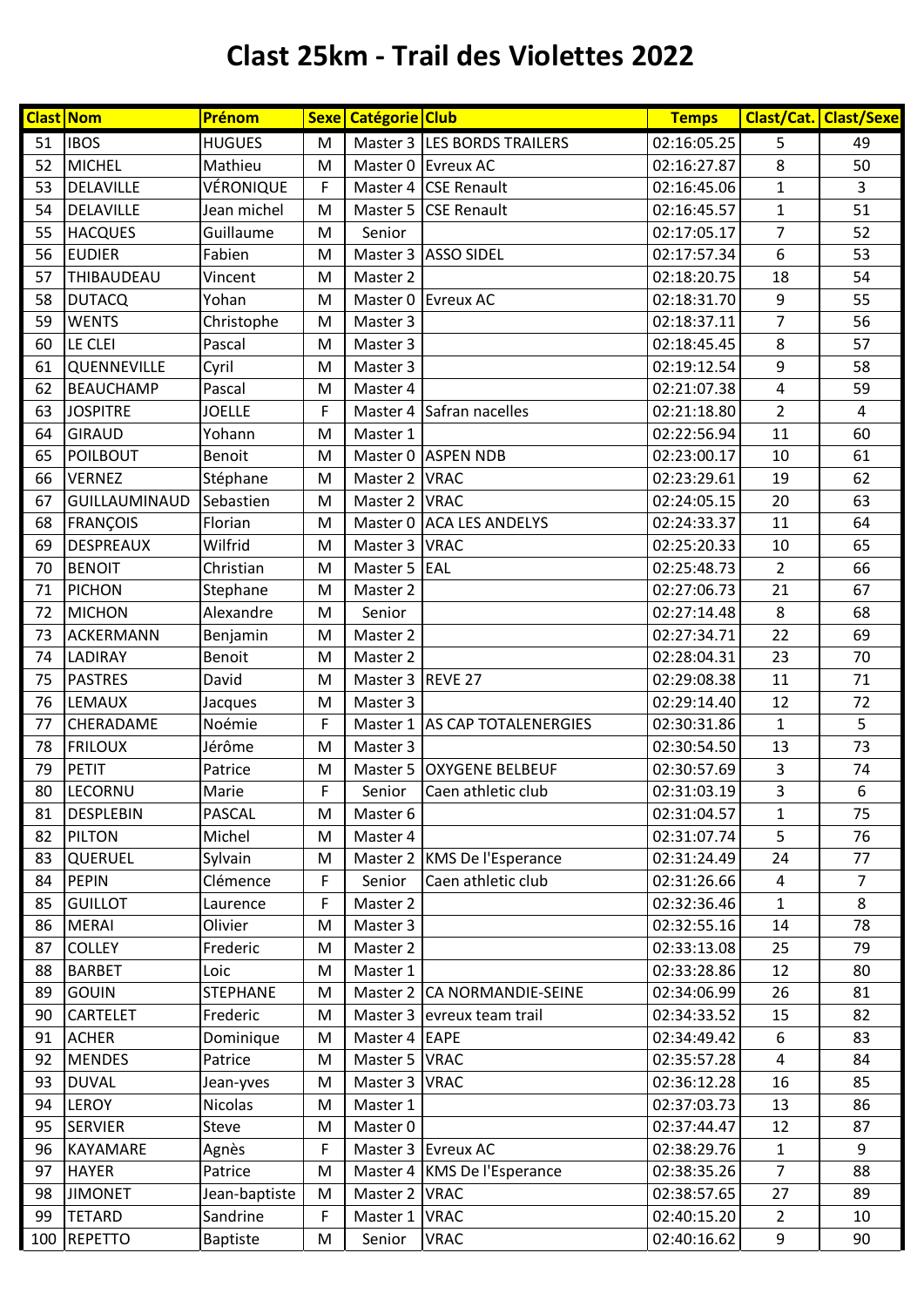# Clast 25km - Trail des Violettes 2022

| Clast | Nom | Prénom | Sexe | Catégorie | Club | Temps | Clast/Cat. | Clast/Sexe |
|---|---|---|---|---|---|---|---|---|
| 51 | IBOS | HUGUES | M | Master 3 | LES BORDS TRAILERS | 02:16:05.25 | 5 | 49 |
| 52 | MICHEL | Mathieu | M | Master 0 | Evreux AC | 02:16:27.87 | 8 | 50 |
| 53 | DELAVILLE | VÉRONIQUE | F | Master 4 | CSE Renault | 02:16:45.06 | 1 | 3 |
| 54 | DELAVILLE | Jean michel | M | Master 5 | CSE Renault | 02:16:45.57 | 1 | 51 |
| 55 | HACQUES | Guillaume | M | Senior | | 02:17:05.17 | 7 | 52 |
| 56 | EUDIER | Fabien | M | Master 3 | ASSO SIDEL | 02:17:57.34 | 6 | 53 |
| 57 | THIBAUDEAU | Vincent | M | Master 2 | | 02:18:20.75 | 18 | 54 |
| 58 | DUTACQ | Yohan | M | Master 0 | Evreux AC | 02:18:31.70 | 9 | 55 |
| 59 | WENTS | Christophe | M | Master 3 | | 02:18:37.11 | 7 | 56 |
| 60 | LE CLEI | Pascal | M | Master 3 | | 02:18:45.45 | 8 | 57 |
| 61 | QUENNEVILLE | Cyril | M | Master 3 | | 02:19:12.54 | 9 | 58 |
| 62 | BEAUCHAMP | Pascal | M | Master 4 | | 02:21:07.38 | 4 | 59 |
| 63 | JOSPITRE | JOELLE | F | Master 4 | Safran nacelles | 02:21:18.80 | 2 | 4 |
| 64 | GIRAUD | Yohann | M | Master 1 | | 02:22:56.94 | 11 | 60 |
| 65 | POILBOUT | Benoit | M | Master 0 | ASPEN NDB | 02:23:00.17 | 10 | 61 |
| 66 | VERNEZ | Stéphane | M | Master 2 | VRAC | 02:23:29.61 | 19 | 62 |
| 67 | GUILLAUMINAUD | Sebastien | M | Master 2 | VRAC | 02:24:05.15 | 20 | 63 |
| 68 | FRANÇOIS | Florian | M | Master 0 | ACA LES ANDELYS | 02:24:33.37 | 11 | 64 |
| 69 | DESPREAUX | Wilfrid | M | Master 3 | VRAC | 02:25:20.33 | 10 | 65 |
| 70 | BENOIT | Christian | M | Master 5 | EAL | 02:25:48.73 | 2 | 66 |
| 71 | PICHON | Stephane | M | Master 2 | | 02:27:06.73 | 21 | 67 |
| 72 | MICHON | Alexandre | M | Senior | | 02:27:14.48 | 8 | 68 |
| 73 | ACKERMANN | Benjamin | M | Master 2 | | 02:27:34.71 | 22 | 69 |
| 74 | LADIRAY | Benoit | M | Master 2 | | 02:28:04.31 | 23 | 70 |
| 75 | PASTRES | David | M | Master 3 | REVE 27 | 02:29:08.38 | 11 | 71 |
| 76 | LEMAUX | Jacques | M | Master 3 | | 02:29:14.40 | 12 | 72 |
| 77 | CHERADAME | Noémie | F | Master 1 | AS CAP TOTALENERGIES | 02:30:31.86 | 1 | 5 |
| 78 | FRILOUX | Jérôme | M | Master 3 | | 02:30:54.50 | 13 | 73 |
| 79 | PETIT | Patrice | M | Master 5 | OXYGENE BELBEUF | 02:30:57.69 | 3 | 74 |
| 80 | LECORNU | Marie | F | Senior | Caen athletic club | 02:31:03.19 | 3 | 6 |
| 81 | DESPLEBIN | PASCAL | M | Master 6 | | 02:31:04.57 | 1 | 75 |
| 82 | PILTON | Michel | M | Master 4 | | 02:31:07.74 | 5 | 76 |
| 83 | QUERUEL | Sylvain | M | Master 2 | KMS De l'Esperance | 02:31:24.49 | 24 | 77 |
| 84 | PEPIN | Clémence | F | Senior | Caen athletic club | 02:31:26.66 | 4 | 7 |
| 85 | GUILLOT | Laurence | F | Master 2 | | 02:32:36.46 | 1 | 8 |
| 86 | MERAI | Olivier | M | Master 3 | | 02:32:55.16 | 14 | 78 |
| 87 | COLLEY | Frederic | M | Master 2 | | 02:33:13.08 | 25 | 79 |
| 88 | BARBET | Loic | M | Master 1 | | 02:33:28.86 | 12 | 80 |
| 89 | GOUIN | STEPHANE | M | Master 2 | CA NORMANDIE-SEINE | 02:34:06.99 | 26 | 81 |
| 90 | CARTELET | Frederic | M | Master 3 | evreux team trail | 02:34:33.52 | 15 | 82 |
| 91 | ACHER | Dominique | M | Master 4 | EAPE | 02:34:49.42 | 6 | 83 |
| 92 | MENDES | Patrice | M | Master 5 | VRAC | 02:35:57.28 | 4 | 84 |
| 93 | DUVAL | Jean-yves | M | Master 3 | VRAC | 02:36:12.28 | 16 | 85 |
| 94 | LEROY | Nicolas | M | Master 1 | | 02:37:03.73 | 13 | 86 |
| 95 | SERVIER | Steve | M | Master 0 | | 02:37:44.47 | 12 | 87 |
| 96 | KAYAMARE | Agnès | F | Master 3 | Evreux AC | 02:38:29.76 | 1 | 9 |
| 97 | HAYER | Patrice | M | Master 4 | KMS De l'Esperance | 02:38:35.26 | 7 | 88 |
| 98 | JIMONET | Jean-baptiste | M | Master 2 | VRAC | 02:38:57.65 | 27 | 89 |
| 99 | TETARD | Sandrine | F | Master 1 | VRAC | 02:40:15.20 | 2 | 10 |
| 100 | REPETTO | Baptiste | M | Senior | VRAC | 02:40:16.62 | 9 | 90 |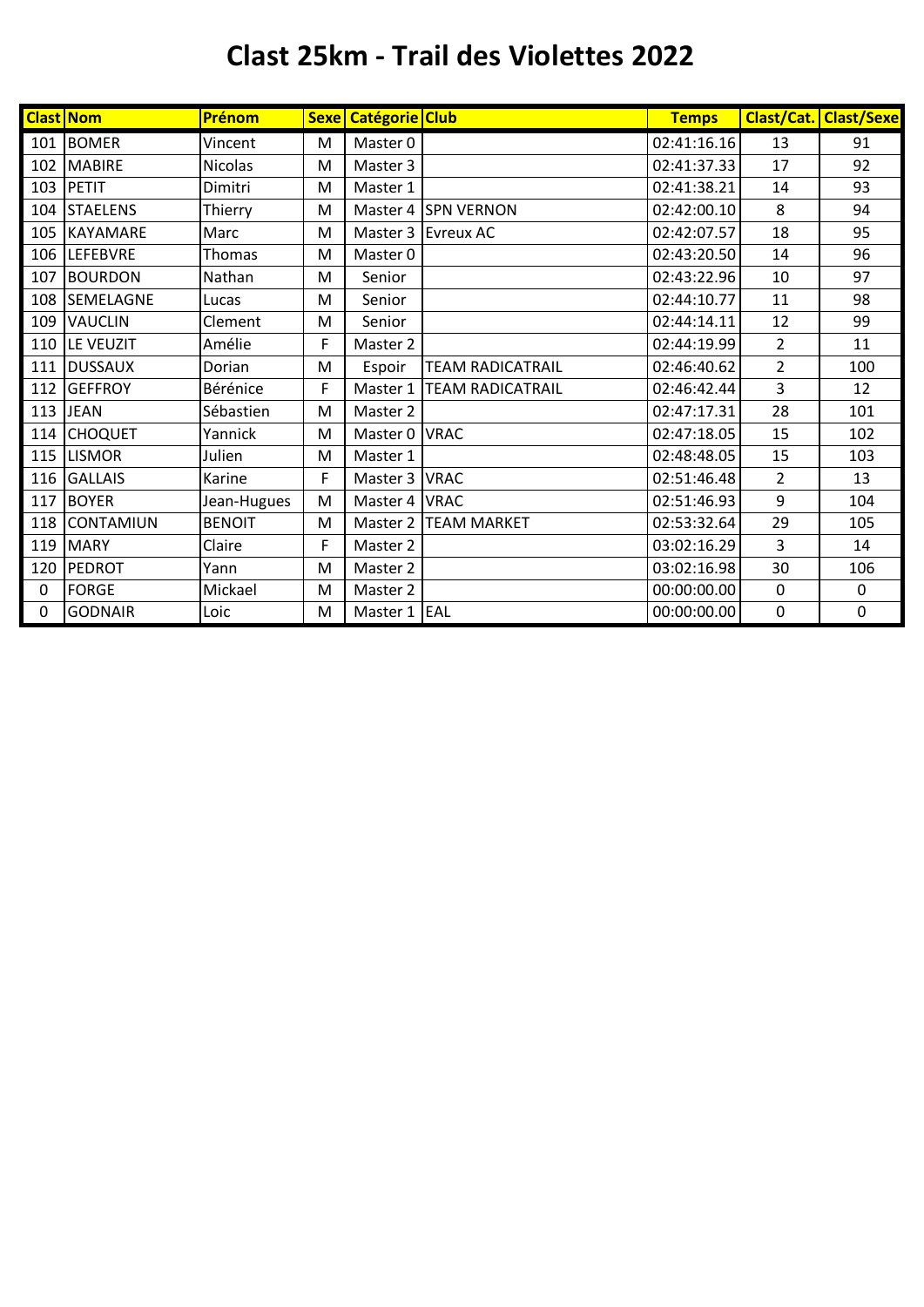# Clast 25km - Trail des Violettes 2022

| Clast | Nom | Prénom | Sexe | Catégorie | Club | Temps | Clast/Cat. | Clast/Sexe |
|---|---|---|---|---|---|---|---|---|
| 101 | BOMER | Vincent | M | Master 0 | | 02:41:16.16 | 13 | 91 |
| 102 | MABIRE | Nicolas | M | Master 3 | | 02:41:37.33 | 17 | 92 |
| 103 | PETIT | Dimitri | M | Master 1 | | 02:41:38.21 | 14 | 93 |
| 104 | STAELENS | Thierry | M | Master 4 | SPN VERNON | 02:42:00.10 | 8 | 94 |
| 105 | KAYAMARE | Marc | M | Master 3 | Evreux AC | 02:42:07.57 | 18 | 95 |
| 106 | LEFEBVRE | Thomas | M | Master 0 | | 02:43:20.50 | 14 | 96 |
| 107 | BOURDON | Nathan | M | Senior | | 02:43:22.96 | 10 | 97 |
| 108 | SEMELAGNE | Lucas | M | Senior | | 02:44:10.77 | 11 | 98 |
| 109 | VAUCLIN | Clement | M | Senior | | 02:44:14.11 | 12 | 99 |
| 110 | LE VEUZIT | Amélie | F | Master 2 | | 02:44:19.99 | 2 | 11 |
| 111 | DUSSAUX | Dorian | M | Espoir | TEAM RADICATRAIL | 02:46:40.62 | 2 | 100 |
| 112 | GEFFROY | Bérénice | F | Master 1 | TEAM RADICATRAIL | 02:46:42.44 | 3 | 12 |
| 113 | JEAN | Sébastien | M | Master 2 | | 02:47:17.31 | 28 | 101 |
| 114 | CHOQUET | Yannick | M | Master 0 | VRAC | 02:47:18.05 | 15 | 102 |
| 115 | LISMOR | Julien | M | Master 1 | | 02:48:48.05 | 15 | 103 |
| 116 | GALLAIS | Karine | F | Master 3 | VRAC | 02:51:46.48 | 2 | 13 |
| 117 | BOYER | Jean-Hugues | M | Master 4 | VRAC | 02:51:46.93 | 9 | 104 |
| 118 | CONTAMIUN | BENOIT | M | Master 2 | TEAM MARKET | 02:53:32.64 | 29 | 105 |
| 119 | MARY | Claire | F | Master 2 | | 03:02:16.29 | 3 | 14 |
| 120 | PEDROT | Yann | M | Master 2 | | 03:02:16.98 | 30 | 106 |
| 0 | FORGE | Mickael | M | Master 2 | | 00:00:00.00 | 0 | 0 |
| 0 | GODNAIR | Loic | M | Master 1 | EAL | 00:00:00.00 | 0 | 0 |